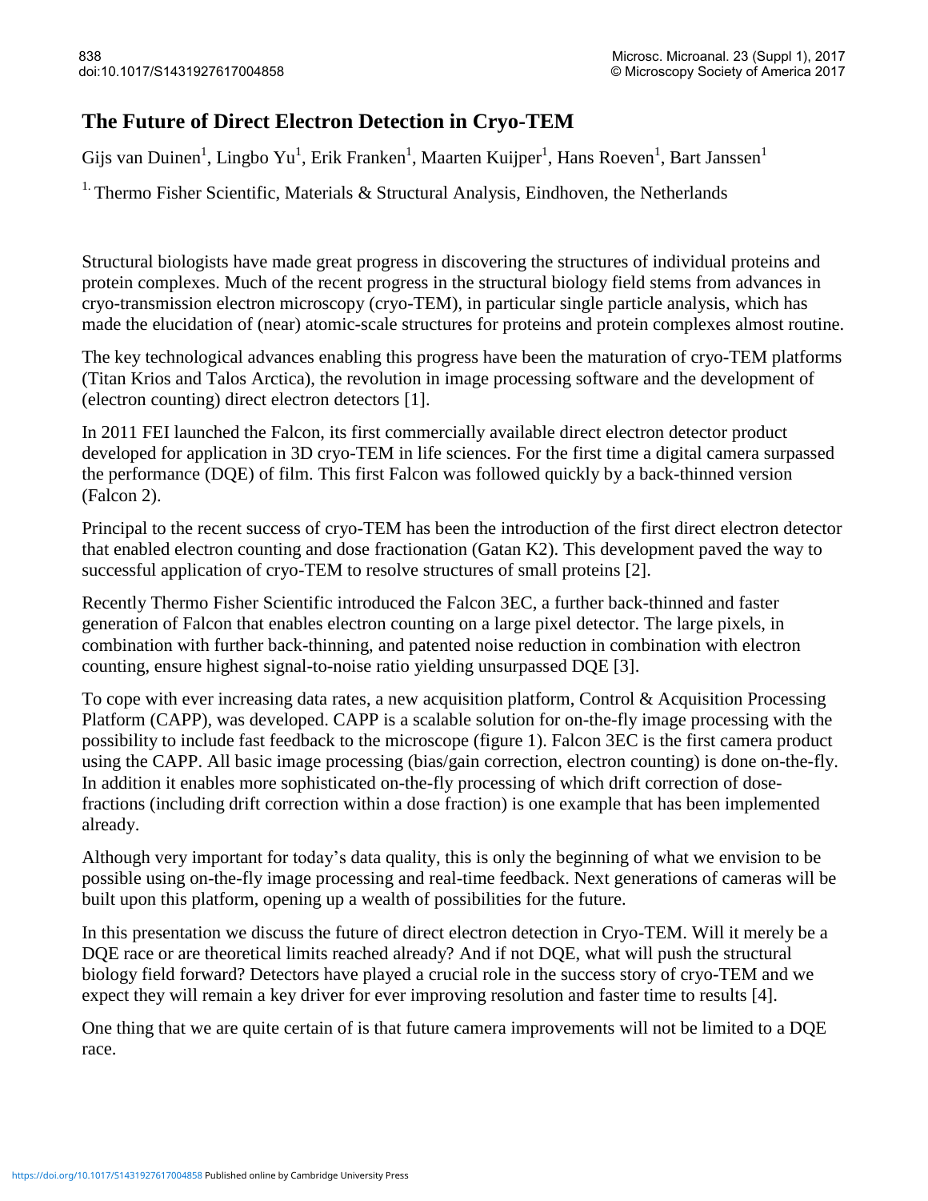# The Future of Direct Electron Detection in Cryo-TEM

Gijs van Duinen[1], Lingbo Yu[1], Erik Franken[1], Maarten Kuijper[1], Hans Roeven[1], Bart Janssen[1]

[1.] Thermo Fisher Scientific, Materials & Structural Analysis, Eindhoven, the Netherlands

Structural biologists have made great progress in discovering the structures of individual proteins and protein complexes. Much of the recent progress in the structural biology field stems from advances in cryo-transmission electron microscopy (cryo-TEM), in particular single particle analysis, which has made the elucidation of (near) atomic-scale structures for proteins and protein complexes almost routine.

The key technological advances enabling this progress have been the maturation of cryo-TEM platforms (Titan Krios and Talos Arctica), the revolution in image processing software and the development of (electron counting) direct electron detectors [1].

In 2011 FEI launched the Falcon, its first commercially available direct electron detector product developed for application in 3D cryo-TEM in life sciences. For the first time a digital camera surpassed the performance (DQE) of film. This first Falcon was followed quickly by a back-thinned version (Falcon 2).

Principal to the recent success of cryo-TEM has been the introduction of the first direct electron detector that enabled electron counting and dose fractionation (Gatan K2). This development paved the way to successful application of cryo-TEM to resolve structures of small proteins [2].

Recently Thermo Fisher Scientific introduced the Falcon 3EC, a further back-thinned and faster generation of Falcon that enables electron counting on a large pixel detector. The large pixels, in combination with further back-thinning, and patented noise reduction in combination with electron counting, ensure highest signal-to-noise ratio yielding unsurpassed DQE [3].

To cope with ever increasing data rates, a new acquisition platform, Control & Acquisition Processing Platform (CAPP), was developed. CAPP is a scalable solution for on-the-fly image processing with the possibility to include fast feedback to the microscope (figure 1). Falcon 3EC is the first camera product using the CAPP. All basic image processing (bias/gain correction, electron counting) is done on-the-fly. In addition it enables more sophisticated on-the-fly processing of which drift correction of dose-fractions (including drift correction within a dose fraction) is one example that has been implemented already.

Although very important for today's data quality, this is only the beginning of what we envision to be possible using on-the-fly image processing and real-time feedback. Next generations of cameras will be built upon this platform, opening up a wealth of possibilities for the future.

In this presentation we discuss the future of direct electron detection in Cryo-TEM. Will it merely be a DQE race or are theoretical limits reached already? And if not DQE, what will push the structural biology field forward? Detectors have played a crucial role in the success story of cryo-TEM and we expect they will remain a key driver for ever improving resolution and faster time to results [4].

One thing that we are quite certain of is that future camera improvements will not be limited to a DQE race.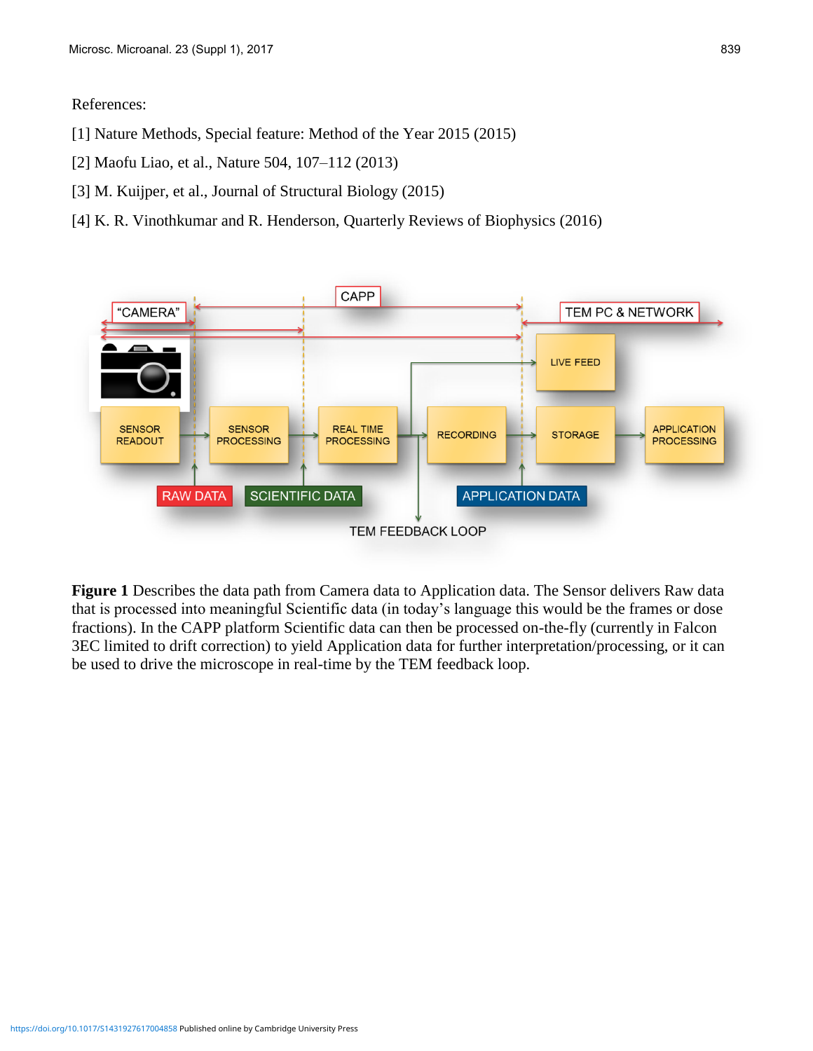References:

[1] Nature Methods, Special feature: Method of the Year 2015 (2015)

[2] Maofu Liao, et al., Nature 504, 107–112 (2013)

[3] M. Kuijper, et al., Journal of Structural Biology (2015)

[4] K. R. Vinothkumar and R. Henderson, Quarterly Reviews of Biophysics (2016)

"CAMERA"
CAPP
TEM PC & NETWORK
LIVE FEED
SENSOR READOUT
SENSOR PROCESSING
REAL TIME PROCESSING
RECORDING
STORAGE
APPLICATION PROCESSING
RAW DATA
SCIENTIFIC DATA
APPLICATION DATA
TEM FEEDBACK LOOP

**Figure 1** Describes the data path from Camera data to Application data. The Sensor delivers Raw data that is processed into meaningful Scientific data (in today's language this would be the frames or dose fractions). In the CAPP platform Scientific data can then be processed on-the-fly (currently in Falcon 3EC limited to drift correction) to yield Application data for further interpretation/processing, or it can be used to drive the microscope in real-time by the TEM feedback loop.